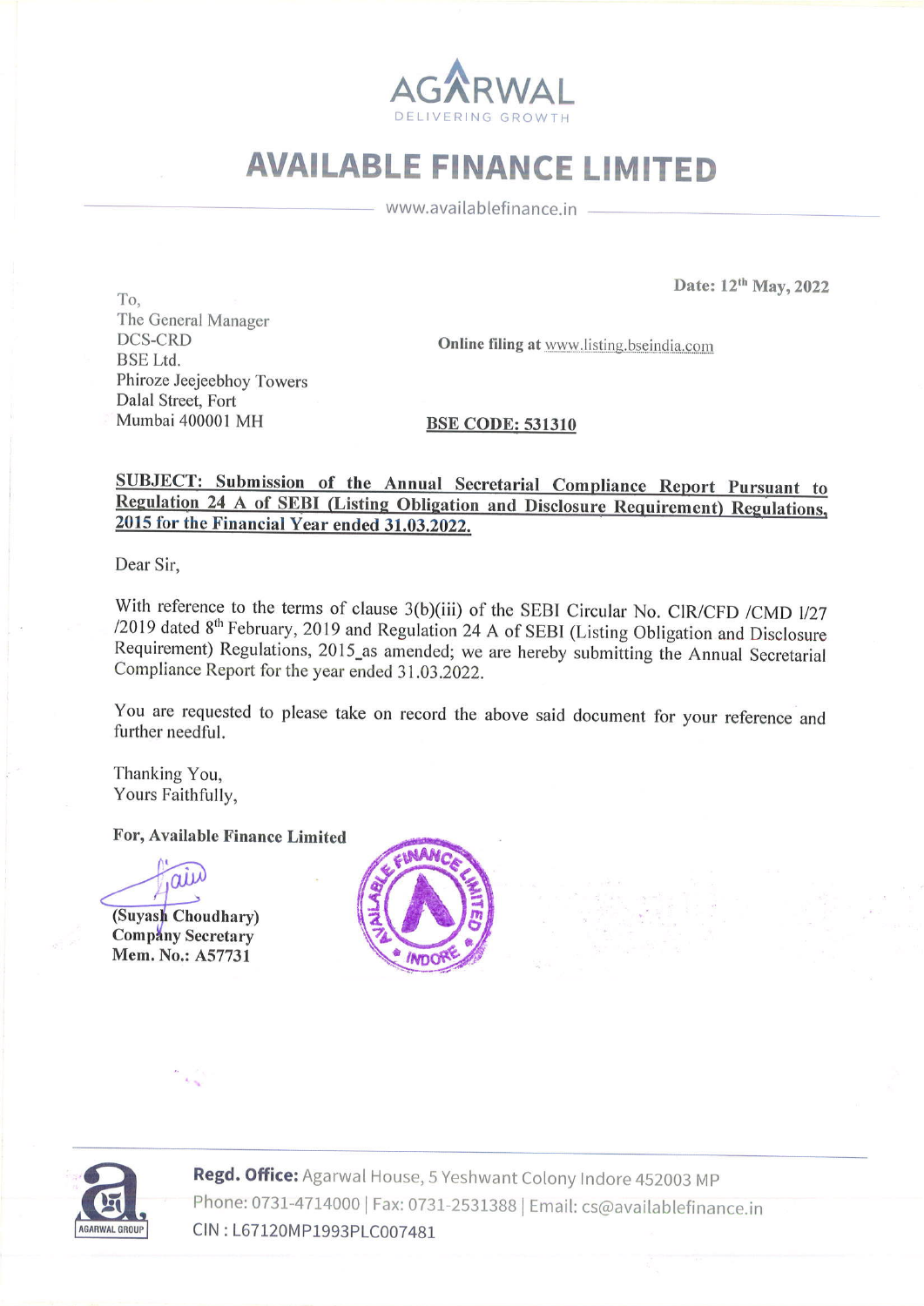AGARWAL

DELIVERING GROWTH

# AVAILABLE FINANCE LIMITED

www.availablefinance.in

Date: 12th May, 2022

To,
The General Manager
DCS-CRD
BSE Ltd.
Phiroze Jeejeebhoy Towers
Dalal Street, Fort
Mumbai 400001 MH

**Online filing at** www.listing.bseindia.com

**BSE CODE: 531310**

**SUBJECT: Submission of the Annual Secretarial Compliance Report Pursuant to Regulation 24 A of SEBI (Listing Obligation and Disclosure Requirement) Regulations, 2015 for the Financial Year ended 31.03.2022.**

Dear Sir,

With reference to the terms of clause 3(b)(iii) of the SEBI Circular No. CIR/CFD /CMD I/27 /2019 dated 8th February, 2019 and Regulation 24 A of SEBI (Listing Obligation and Disclosure Requirement) Regulations, 2015_as amended; we are hereby submitting the Annual Secretarial Compliance Report for the year ended 31.03.2022.

You are requested to please take on record the above said document for your reference and further needful.

Thanking You,
Yours Faithfully,

**For, Available Finance Limited**

**(Suyash Choudhary)**
**Company Secretary**
**Mem. No.: A57731**

**Regd. Office:** Agarwal House, 5 Yeshwant Colony Indore 452003 MP
Phone: 0731-4714000 | Fax: 0731-2531388 | Email: cs@availablefinance.in
CIN : L67120MP1993PLC007481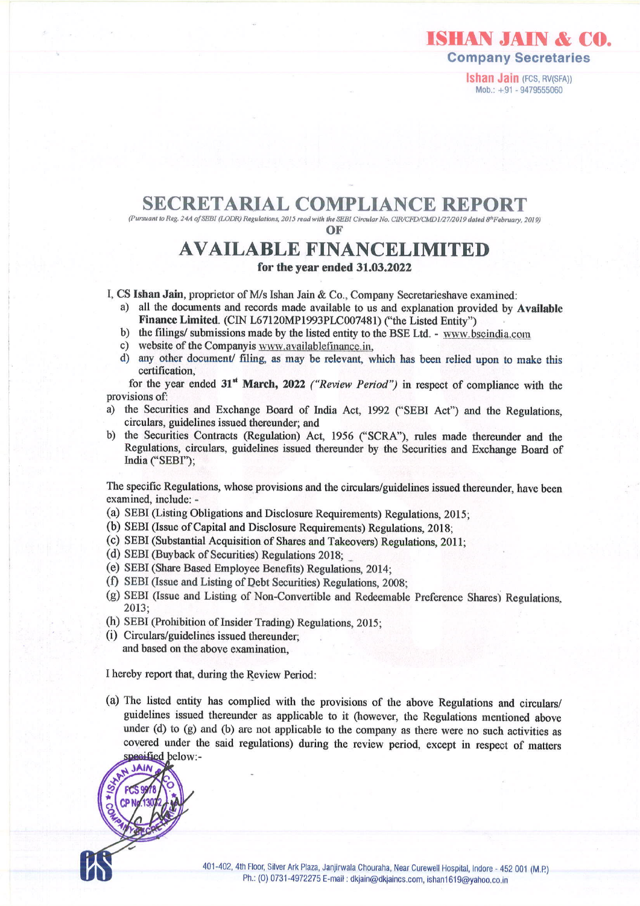**ISHAN JAIN & CO.**
**Company Secretaries**
**Ishan Jain** (FCS, RV(SFA))
Mob.: +91 - 9479555060

# SECRETARIAL COMPLIANCE REPORT

*(Pursuant to Reg. 24A of SEBI (LODR) Regulations, 2015 read with the SEBI Circular No. CIR/CFD/CMD1/27/2019 dated 8th February, 2019)*

**OF**

# AVAILABLE FINANCELIMITED

**for the year ended 31.03.2022**

I, **CS Ishan Jain**, proprietor of M/s Ishan Jain & Co., Company Secretarieshave examined:

a) all the documents and records made available to us and explanation provided by **Available Finance Limited.** (CIN L67120MP1993PLC007481) ("the Listed Entity")
b) the filings/ submissions made by the listed entity to the BSE Ltd. - www.bseindia.com
c) website of the Companyis www.availablefinance.in,
d) any other document/ filing, as may be relevant, which has been relied upon to make this certification,

for the year ended **31st March, 2022** *("Review Period")* in respect of compliance with the provisions of:

a) the Securities and Exchange Board of India Act, 1992 ("SEBI Act") and the Regulations, circulars, guidelines issued thereunder; and
b) the Securities Contracts (Regulation) Act, 1956 ("SCRA"), rules made thereunder and the Regulations, circulars, guidelines issued thereunder by the Securities and Exchange Board of India ("SEBI");

The specific Regulations, whose provisions and the circulars/guidelines issued thereunder, have been examined, include: -

(a) SEBI (Listing Obligations and Disclosure Requirements) Regulations, 2015;
(b) SEBI (Issue of Capital and Disclosure Requirements) Regulations, 2018;
(c) SEBI (Substantial Acquisition of Shares and Takeovers) Regulations, 2011;
(d) SEBI (Buyback of Securities) Regulations 2018;
(e) SEBI (Share Based Employee Benefits) Regulations, 2014;
(f) SEBI (Issue and Listing of Debt Securities) Regulations, 2008;
(g) SEBI (Issue and Listing of Non-Convertible and Redeemable Preference Shares) Regulations, 2013;
(h) SEBI (Prohibition of Insider Trading) Regulations, 2015;
(i) Circulars/guidelines issued thereunder;

and based on the above examination,

I hereby report that, during the Review Period:

(a) The listed entity has complied with the provisions of the above Regulations and circulars/ guidelines issued thereunder as applicable to it (however, the Regulations mentioned above under (d) to (g) and (b) are not applicable to the company as there were no such activities as covered under the said regulations) during the review period, except in respect of matters specified below:-

401-402, 4th Floor, Silver Ark Plaza, Janjirwala Chouraha, Near Curewell Hospital, Indore - 452 001 (M.P.)
Ph.: (O) 0731-4972275 E-mail : dkjain@dkjaincs.com, ishan1619@yahoo.co.in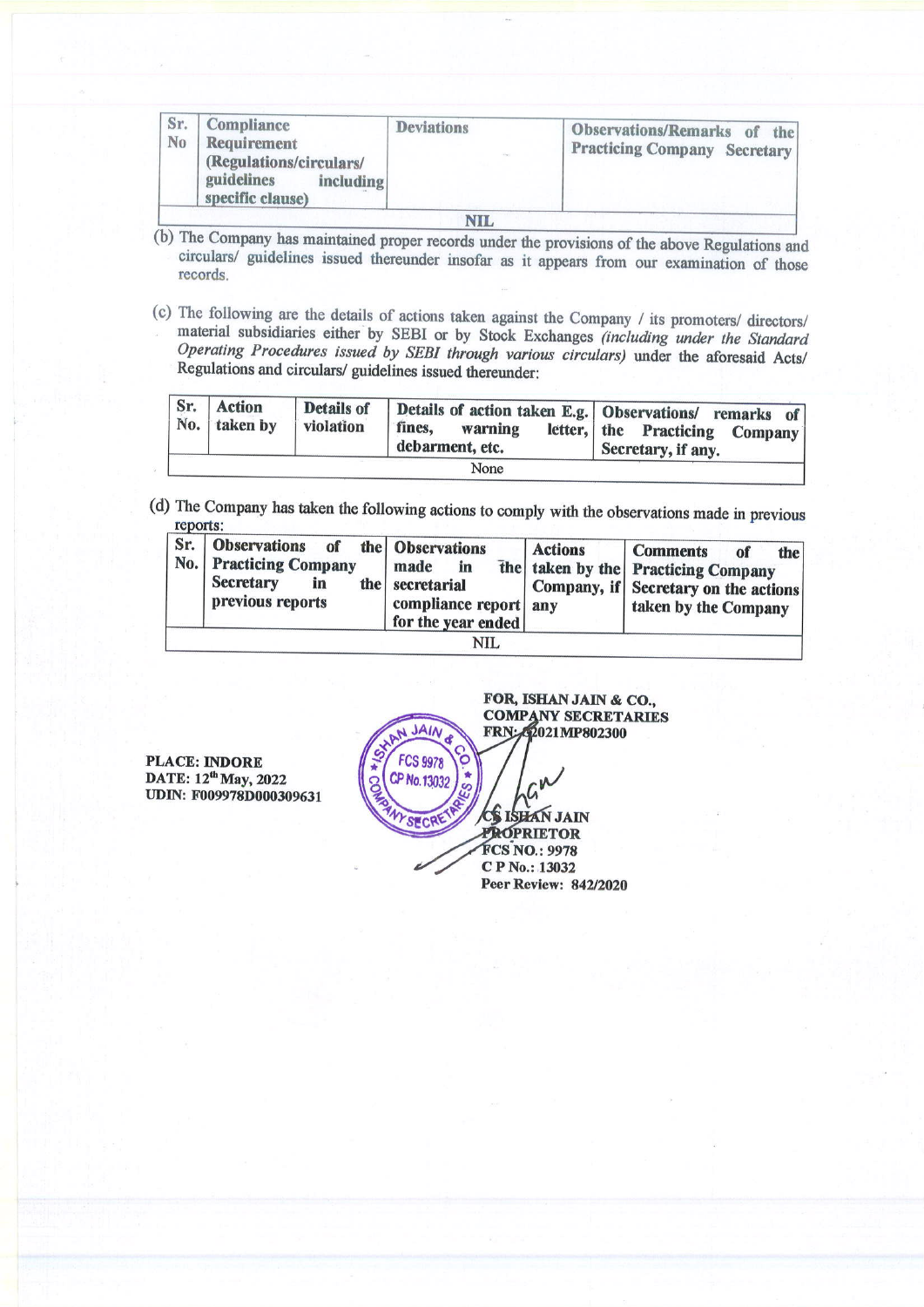| Sr. No | Compliance Requirement (Regulations/circulars/ guidelines including specific clause) | Deviations | Observations/Remarks of the Practicing Company Secretary |
|---|---|---|---|
| NIL | | | |

(b) The Company has maintained proper records under the provisions of the above Regulations and circulars/ guidelines issued thereunder insofar as it appears from our examination of those records.

(c) The following are the details of actions taken against the Company / its promoters/ directors/ material subsidiaries either by SEBI or by Stock Exchanges *(including under the Standard Operating Procedures issued by SEBI through various circulars)* under the aforesaid Acts/ Regulations and circulars/ guidelines issued thereunder:

| Sr. No. | Action taken by | Details of violation | Details of action taken E.g. fines, warning letter, debarment, etc. | Observations/ remarks of the Practicing Company Secretary, if any. |
|---|---|---|---|---|
| None | | | | |

(d) The Company has taken the following actions to comply with the observations made in previous reports:

| Sr. No. | Observations of the Practicing Company Secretary in the previous reports | Observations made in the secretarial compliance report for the year ended | Actions taken by the Company, if any | Comments of the Practicing Company Secretary on the actions taken by the Company |
|---|---|---|---|---|
| NIL | | | | |

**PLACE: INDORE**
**DATE: 12th May, 2022**
**UDIN: F009978D000309631**

**FOR, ISHAN JAIN & CO.,**
**COMPANY SECRETARIES**
**FRN: S2021MP802300**

**CS ISHAN JAIN**
**PROPRIETOR**
**FCS NO.: 9978**
**C P No.: 13032**
**Peer Review: 842/2020**